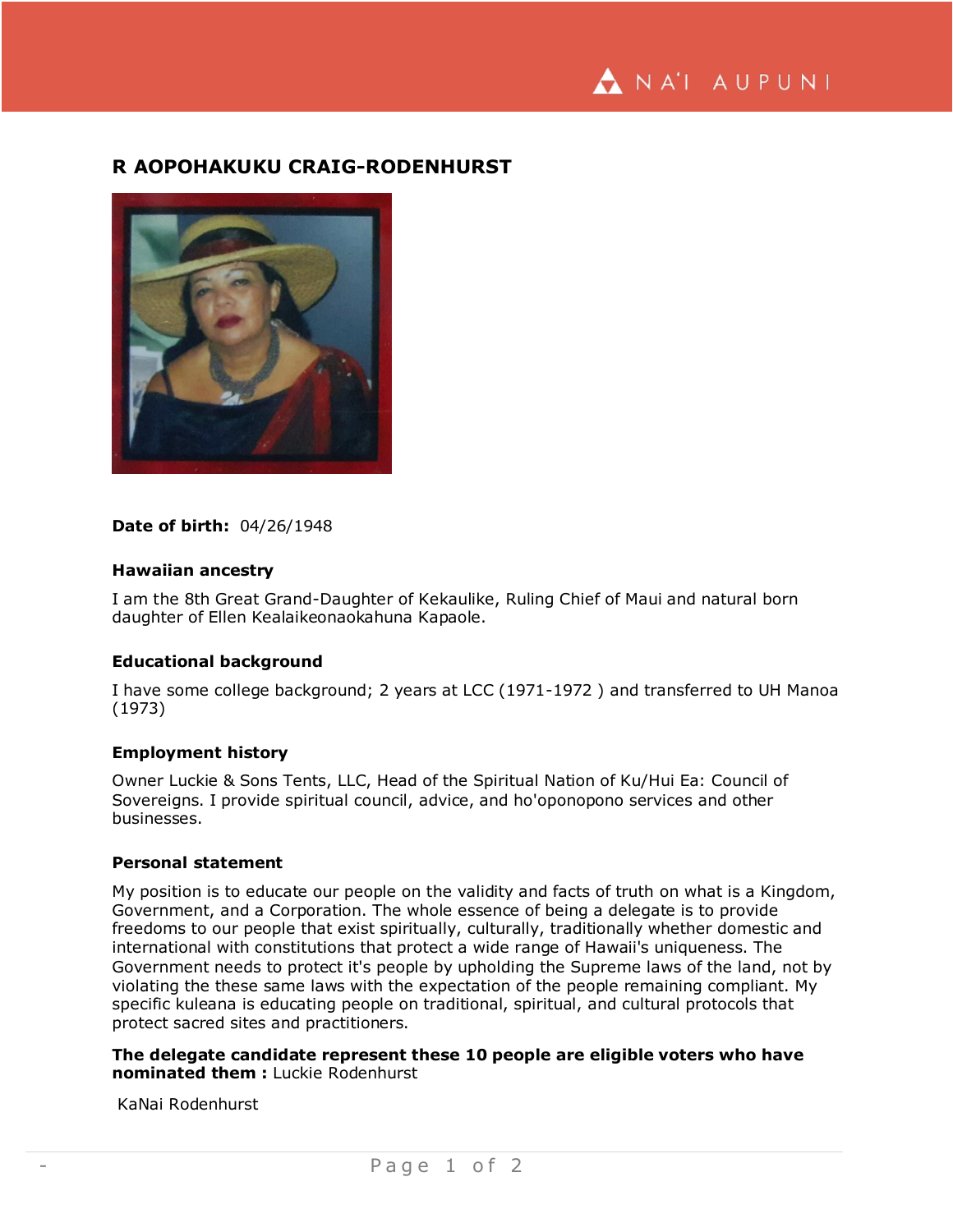# R AOPOHAKUKU CRAIG-RODENHURST

**Date of birth:** 04/26/1948

**Hawaiian ancestry**

I am the 8th Great Grand-Daughter of Kekaulike, Ruling Chief of Maui and natural born daughter of Ellen Kealaikeonaokahuna Kapaole.

**Educational background**

I have some college background; 2 years at LCC (1971-1972 ) and transferred to UH Manoa (1973)

**Employment history**

Owner Luckie & Sons Tents, LLC, Head of the Spiritual Nation of Ku/Hui Ea: Council of Sovereigns. I provide spiritual council, advice, and ho'oponopono services and other businesses.

**Personal statement**

My position is to educate our people on the validity and facts of truth on what is a Kingdom, Government, and a Corporation. The whole essence of being a delegate is to provide freedoms to our people that exist spiritually, culturally, traditionally whether domestic and international with constitutions that protect a wide range of Hawaii's uniqueness. The Government needs to protect it's people by upholding the Supreme laws of the land, not by violating the these same laws with the expectation of the people remaining compliant. My specific kuleana is educating people on traditional, spiritual, and cultural protocols that protect sacred sites and practitioners.

**The delegate candidate represent these 10 people are eligible voters who have nominated them :** Luckie Rodenhurst

KaNai Rodenhurst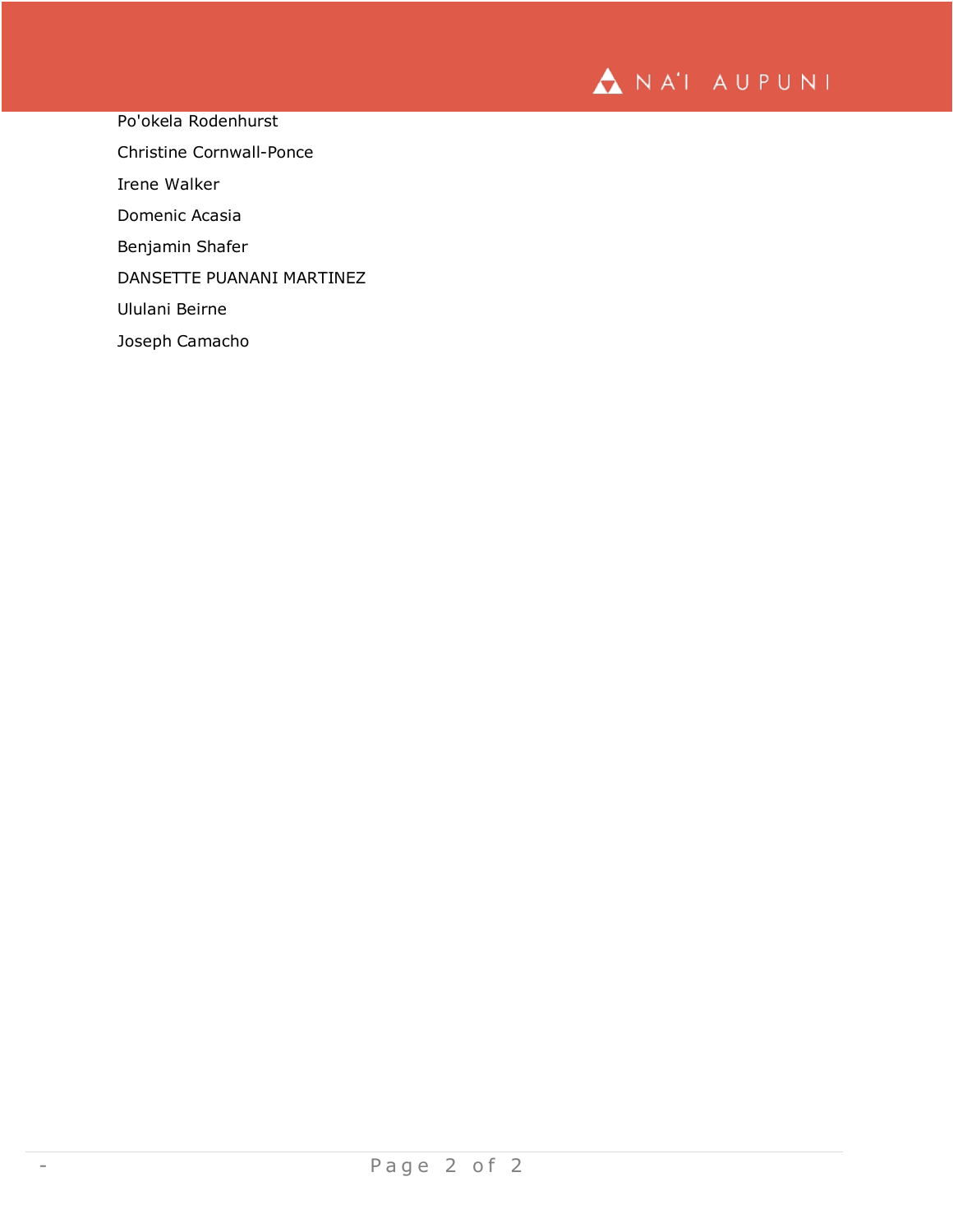Po'okela Rodenhurst

Christine Cornwall-Ponce

Irene Walker

Domenic Acasia

Benjamin Shafer

DANSETTE PUANANI MARTINEZ

Ululani Beirne

Joseph Camacho